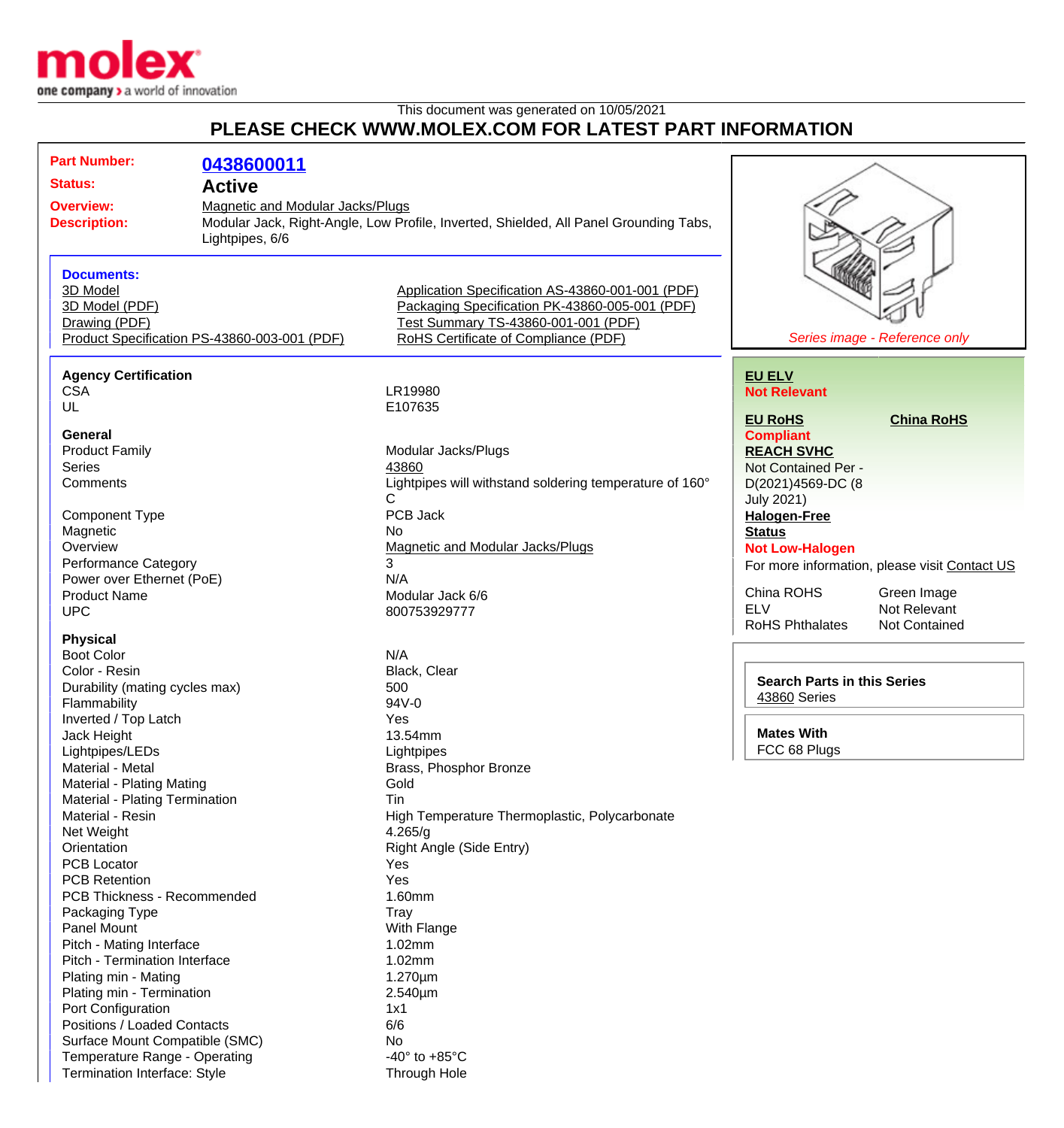This document was generated on 10/05/2021

# PLEASE CHECK WWW.MOLEX.COM FOR LATEST PART INFORMATION

| | |
|---|---|
| **Part Number:** | **0438600011** |
| **Status:** | **Active** |
| **Overview:** | Magnetic and Modular Jacks/Plugs |
| **Description:** | Modular Jack, Right-Angle, Low Profile, Inverted, Shielded, All Panel Grounding Tabs, Lightpipes, 6/6 |

*Series image - Reference only*

### Documents:

- 3D Model
- 3D Model (PDF)
- Drawing (PDF)
- Product Specification PS-43860-003-001 (PDF)
- Application Specification AS-43860-001-001 (PDF)
- Packaging Specification PK-43860-005-001 (PDF)
- Test Summary TS-43860-001-001 (PDF)
- RoHS Certificate of Compliance (PDF)

### Agency Certification

| | |
|---|---|
| CSA | LR19980 |
| UL | E107635 |

### General

| | |
|---|---|
| Product Family | Modular Jacks/Plugs |
| Series | 43860 |
| Comments | Lightpipes will withstand soldering temperature of 160° C |
| Component Type | PCB Jack |
| Magnetic | No |
| Overview | Magnetic and Modular Jacks/Plugs |
| Performance Category | 3 |
| Power over Ethernet (PoE) | N/A |
| Product Name | Modular Jack 6/6 |
| UPC | 800753929777 |

### Physical

| | |
|---|---|
| Boot Color | N/A |
| Color - Resin | Black, Clear |
| Durability (mating cycles max) | 500 |
| Flammability | 94V-0 |
| Inverted / Top Latch | Yes |
| Jack Height | 13.54mm |
| Lightpipes/LEDs | Lightpipes |
| Material - Metal | Brass, Phosphor Bronze |
| Material - Plating Mating | Gold |
| Material - Plating Termination | Tin |
| Material - Resin | High Temperature Thermoplastic, Polycarbonate |
| Net Weight | 4.265/g |
| Orientation | Right Angle (Side Entry) |
| PCB Locator | Yes |
| PCB Retention | Yes |
| PCB Thickness - Recommended | 1.60mm |
| Packaging Type | Tray |
| Panel Mount | With Flange |
| Pitch - Mating Interface | 1.02mm |
| Pitch - Termination Interface | 1.02mm |
| Plating min - Mating | 1.270µm |
| Plating min - Termination | 2.540µm |
| Port Configuration | 1x1 |
| Positions / Loaded Contacts | 6/6 |
| Surface Mount Compatible (SMC) | No |
| Temperature Range - Operating | -40° to +85°C |
| Termination Interface: Style | Through Hole |

**EU ELV**
**Not Relevant**

**EU RoHS** **China RoHS**
**Compliant**

**REACH SVHC**
Not Contained Per - D(2021)4569-DC (8 July 2021)

**Halogen-Free Status**
**Not Low-Halogen**

For more information, please visit Contact US

| | |
|---|---|
| China ROHS | Green Image |
| ELV | Not Relevant |
| RoHS Phthalates | Not Contained |

**Search Parts in this Series**
43860 Series

**Mates With**
FCC 68 Plugs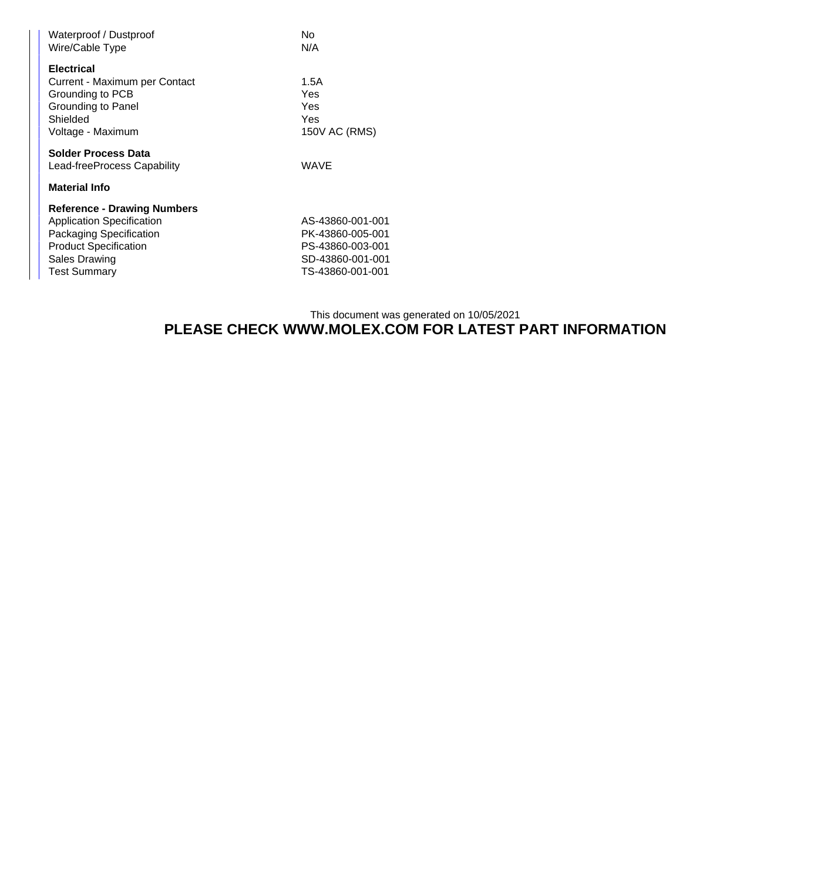| | |
|---|---|
| Waterproof / Dustproof | No |
| Wire/Cable Type | N/A |

**Electrical**

| | |
|---|---|
| Current - Maximum per Contact | 1.5A |
| Grounding to PCB | Yes |
| Grounding to Panel | Yes |
| Shielded | Yes |
| Voltage - Maximum | 150V AC (RMS) |

**Solder Process Data**

| | |
|---|---|
| Lead-freeProcess Capability | WAVE |

**Material Info**

**Reference - Drawing Numbers**

| | |
|---|---|
| Application Specification | AS-43860-001-001 |
| Packaging Specification | PK-43860-005-001 |
| Product Specification | PS-43860-003-001 |
| Sales Drawing | SD-43860-001-001 |
| Test Summary | TS-43860-001-001 |

This document was generated on 10/05/2021

**PLEASE CHECK WWW.MOLEX.COM FOR LATEST PART INFORMATION**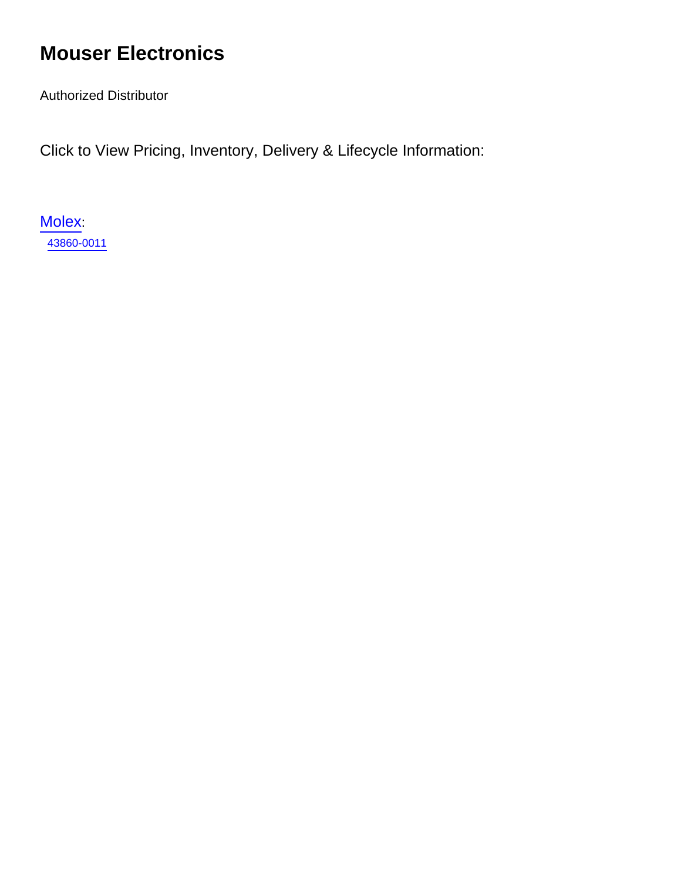# Mouser Electronics

Authorized Distributor

Click to View Pricing, Inventory, Delivery & Lifecycle Information:

Molex:

43860-0011